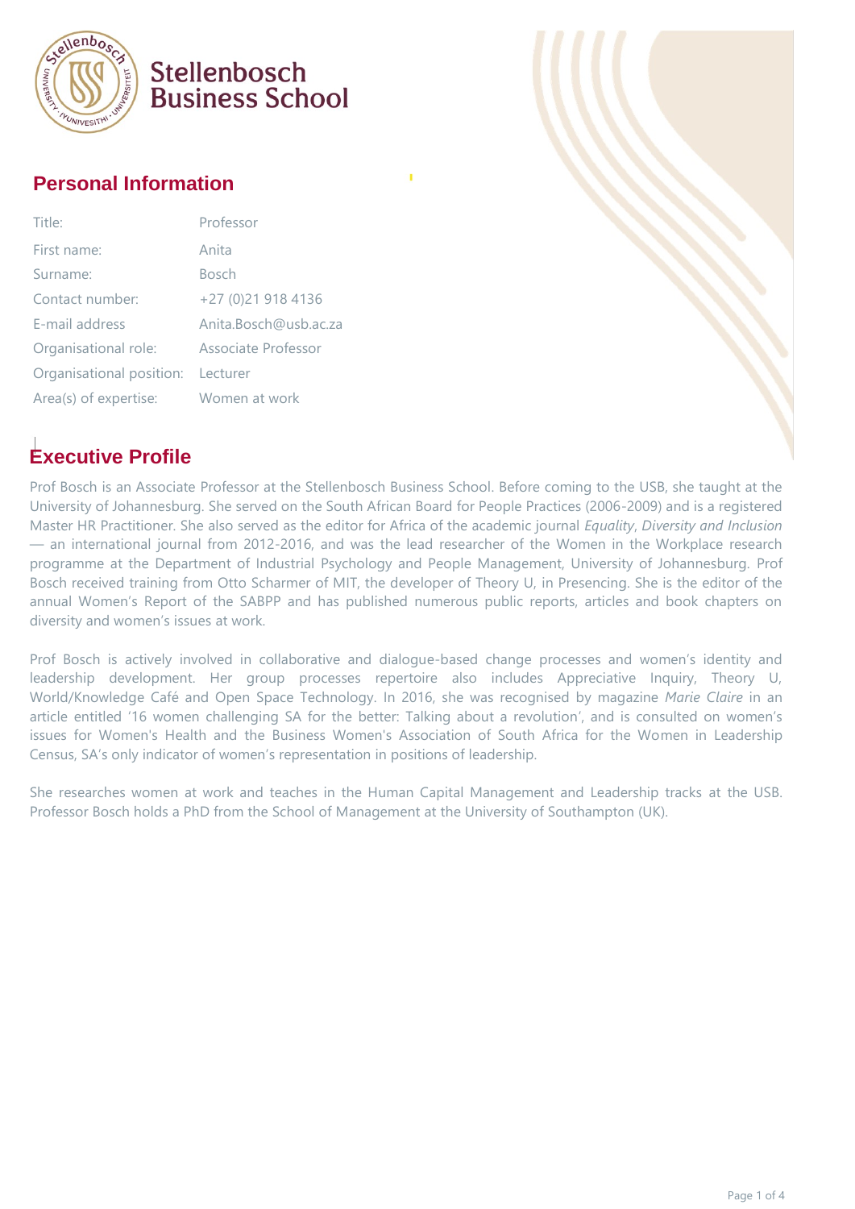Stellenbosch Business School

## Personal Information

| Title: | Professor |
| --- | --- |
| First name: | Anita |
| Surname: | Bosch |
| Contact number: | +27 (0)21 918 4136 |
| E-mail address | Anita.Bosch@usb.ac.za |
| Organisational role: | Associate Professor |
| Organisational position: | Lecturer |
| Area(s) of expertise: | Women at work |

## Executive Profile

Prof Bosch is an Associate Professor at the Stellenbosch Business School. Before coming to the USB, she taught at the University of Johannesburg. She served on the South African Board for People Practices (2006-2009) and is a registered Master HR Practitioner. She also served as the editor for Africa of the academic journal *Equality*, *Diversity and Inclusion* — an international journal from 2012-2016, and was the lead researcher of the Women in the Workplace research programme at the Department of Industrial Psychology and People Management, University of Johannesburg. Prof Bosch received training from Otto Scharmer of MIT, the developer of Theory U, in Presencing. She is the editor of the annual Women's Report of the SABPP and has published numerous public reports, articles and book chapters on diversity and women's issues at work.

Prof Bosch is actively involved in collaborative and dialogue-based change processes and women's identity and leadership development. Her group processes repertoire also includes Appreciative Inquiry, Theory U, World/Knowledge Café and Open Space Technology. In 2016, she was recognised by magazine *Marie Claire* in an article entitled '16 women challenging SA for the better: Talking about a revolution', and is consulted on women's issues for Women's Health and the Business Women's Association of South Africa for the Women in Leadership Census, SA's only indicator of women's representation in positions of leadership.

She researches women at work and teaches in the Human Capital Management and Leadership tracks at the USB. Professor Bosch holds a PhD from the School of Management at the University of Southampton (UK).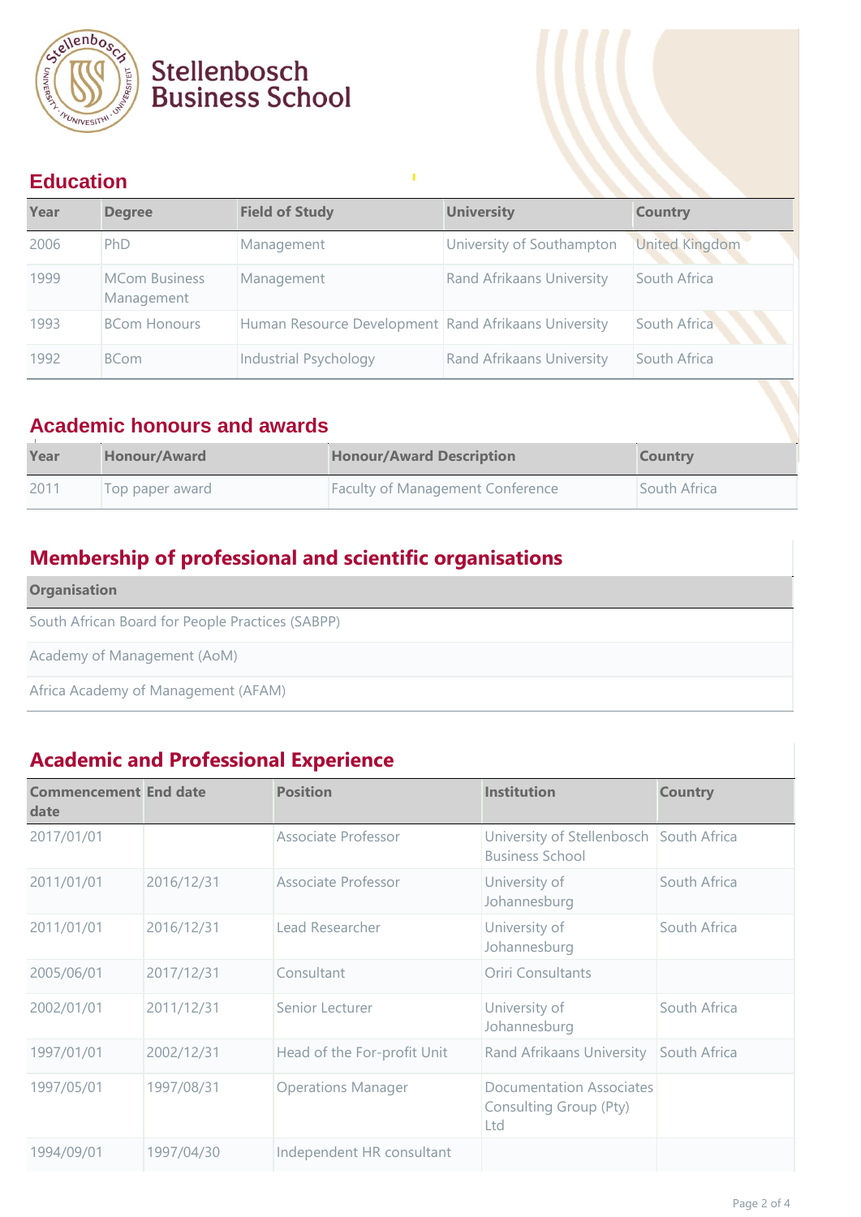Stellenbosch Business School

## Education

| Year | Degree | Field of Study | University | Country |
|---|---|---|---|---|
| 2006 | PhD | Management | University of Southampton | United Kingdom |
| 1999 | MCom Business Management | Management | Rand Afrikaans University | South Africa |
| 1993 | BCom Honours | Human Resource Development | Rand Afrikaans University | South Africa |
| 1992 | BCom | Industrial Psychology | Rand Afrikaans University | South Africa |

## Academic honours and awards

| Year | Honour/Award | Honour/Award Description | Country |
|---|---|---|---|
| 2011 | Top paper award | Faculty of Management Conference | South Africa |

## Membership of professional and scientific organisations

| Organisation |
|---|
| South African Board for People Practices (SABPP) |
| Academy of Management (AoM) |
| Africa Academy of Management (AFAM) |

## Academic and Professional Experience

| Commencement date | End date | Position | Institution | Country |
|---|---|---|---|---|
| 2017/01/01 | | Associate Professor | University of Stellenbosch Business School | South Africa |
| 2011/01/01 | 2016/12/31 | Associate Professor | University of Johannesburg | South Africa |
| 2011/01/01 | 2016/12/31 | Lead Researcher | University of Johannesburg | South Africa |
| 2005/06/01 | 2017/12/31 | Consultant | Oriri Consultants | |
| 2002/01/01 | 2011/12/31 | Senior Lecturer | University of Johannesburg | South Africa |
| 1997/01/01 | 2002/12/31 | Head of the For-profit Unit | Rand Afrikaans University | South Africa |
| 1997/05/01 | 1997/08/31 | Operations Manager | Documentation Associates Consulting Group (Pty) Ltd | |
| 1994/09/01 | 1997/04/30 | Independent HR consultant | | |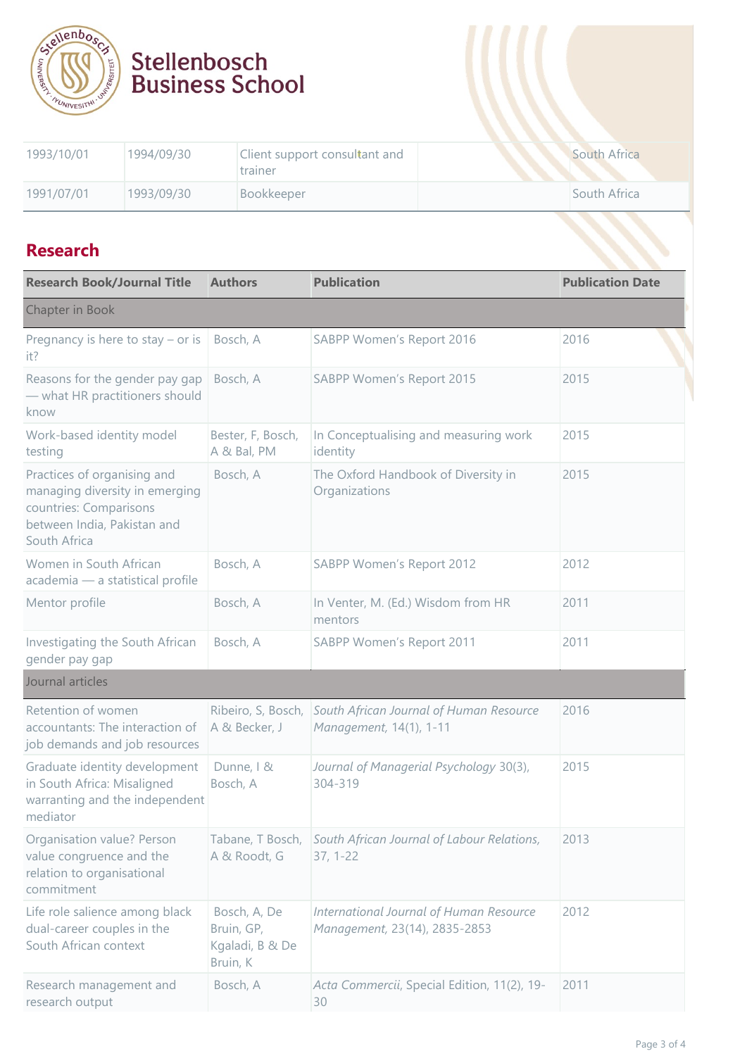| | | | | |
|---|---|---|---|---|
| 1993/10/01 | 1994/09/30 | Client support consultant and trainer | | South Africa |
| 1991/07/01 | 1993/09/30 | Bookkeeper | | South Africa |

## Research

| Research Book/Journal Title | Authors | Publication | Publication Date |
|---|---|---|---|
| Chapter in Book | | | |
| Pregnancy is here to stay – or is it? | Bosch, A | SABPP Women's Report 2016 | 2016 |
| Reasons for the gender pay gap — what HR practitioners should know | Bosch, A | SABPP Women's Report 2015 | 2015 |
| Work-based identity model testing | Bester, F, Bosch, A & Bal, PM | In Conceptualising and measuring work identity | 2015 |
| Practices of organising and managing diversity in emerging countries: Comparisons between India, Pakistan and South Africa | Bosch, A | The Oxford Handbook of Diversity in Organizations | 2015 |
| Women in South African academia — a statistical profile | Bosch, A | SABPP Women's Report 2012 | 2012 |
| Mentor profile | Bosch, A | In Venter, M. (Ed.) Wisdom from HR mentors | 2011 |
| Investigating the South African gender pay gap | Bosch, A | SABPP Women's Report 2011 | 2011 |
| Journal articles | | | |
| Retention of women accountants: The interaction of job demands and job resources | Ribeiro, S, Bosch, A & Becker, J | *South African Journal of Human Resource Management,* 14(1), 1-11 | 2016 |
| Graduate identity development in South Africa: Misaligned warranting and the independent mediator | Dunne, I & Bosch, A | *Journal of Managerial Psychology* 30(3), 304-319 | 2015 |
| Organisation value? Person value congruence and the relation to organisational commitment | Tabane, T Bosch, A & Roodt, G | *South African Journal of Labour Relations,* 37, 1-22 | 2013 |
| Life role salience among black dual-career couples in the South African context | Bosch, A, De Bruin, GP, Kgaladi, B & De Bruin, K | *International Journal of Human Resource Management,* 23(14), 2835-2853 | 2012 |
| Research management and research output | Bosch, A | *Acta Commercii*, Special Edition, 11(2), 19-30 | 2011 |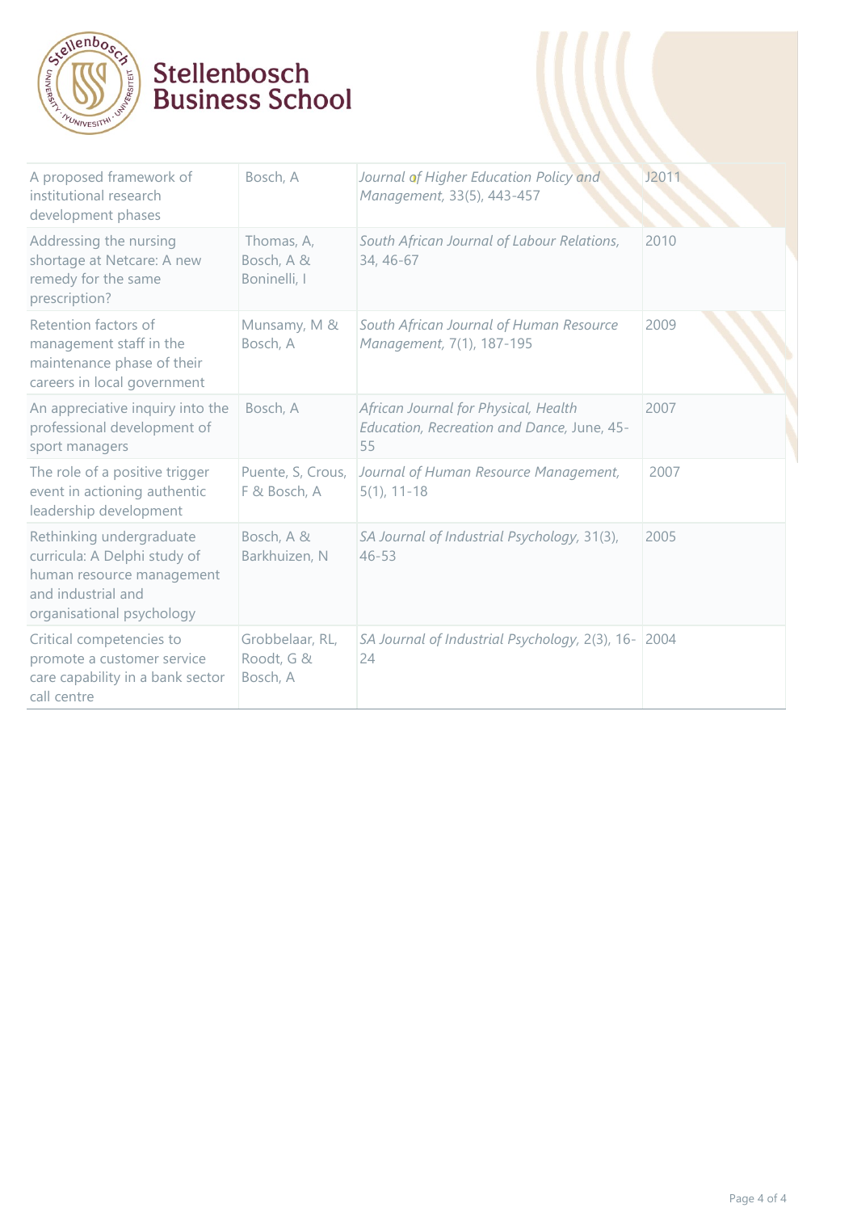| | | | |
|---|---|---|---|
| A proposed framework of institutional research development phases | Bosch, A | *Journal of Higher Education Policy and Management*, 33(5), 443-457 | J2011 |
| Addressing the nursing shortage at Netcare: A new remedy for the same prescription? | Thomas, A, Bosch, A & Boninelli, I | *South African Journal of Labour Relations*, 34, 46-67 | 2010 |
| Retention factors of management staff in the maintenance phase of their careers in local government | Munsamy, M & Bosch, A | *South African Journal of Human Resource Management*, 7(1), 187-195 | 2009 |
| An appreciative inquiry into the professional development of sport managers | Bosch, A | *African Journal for Physical, Health Education, Recreation and Dance*, June, 45-55 | 2007 |
| The role of a positive trigger event in actioning authentic leadership development | Puente, S, Crous, F & Bosch, A | *Journal of Human Resource Management*, 5(1), 11-18 | 2007 |
| Rethinking undergraduate curricula: A Delphi study of human resource management and industrial and organisational psychology | Bosch, A & Barkhuizen, N | *SA Journal of Industrial Psychology*, 31(3), 46-53 | 2005 |
| Critical competencies to promote a customer service care capability in a bank sector call centre | Grobbelaar, RL, Roodt, G & Bosch, A | *SA Journal of Industrial Psychology*, 2(3), 16-24 | 2004 |